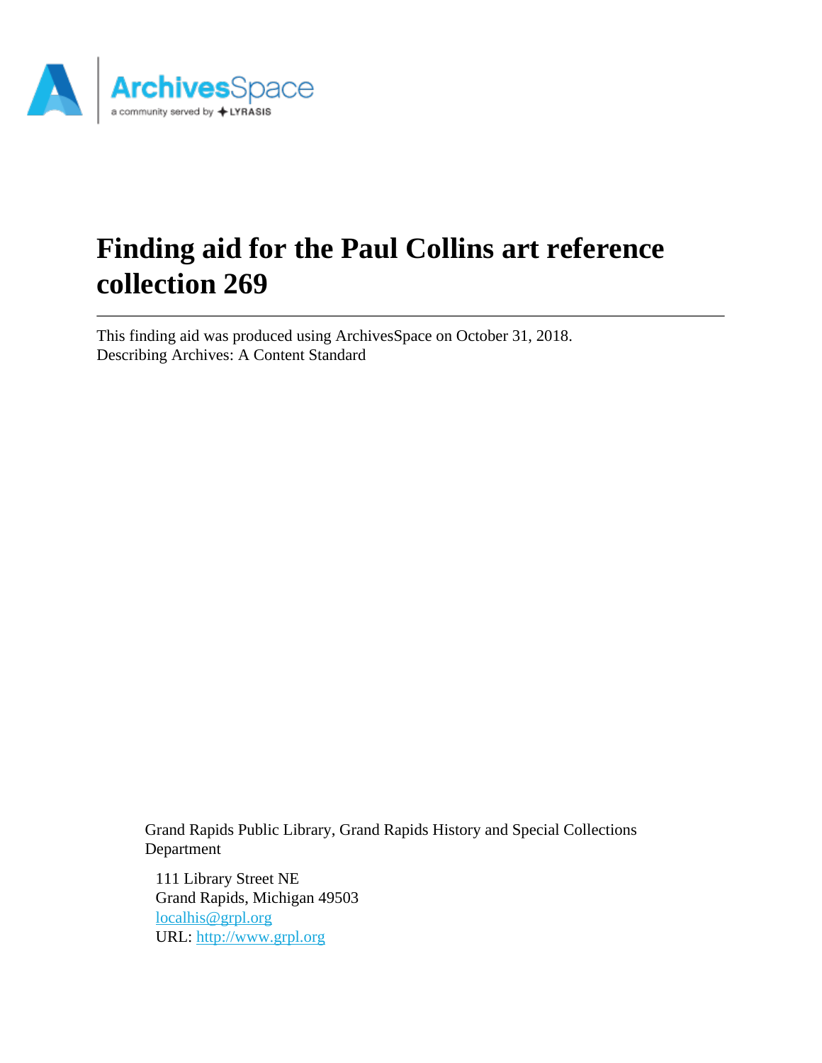# Finding aid for the Paul Collins art reference collection 269

This finding aid was produced using ArchivesSpace on October 31, 2018.
Describing Archives: A Content Standard

Grand Rapids Public Library, Grand Rapids History and Special Collections Department

111 Library Street NE
Grand Rapids, Michigan 49503
localhis@grpl.org
URL: http://www.grpl.org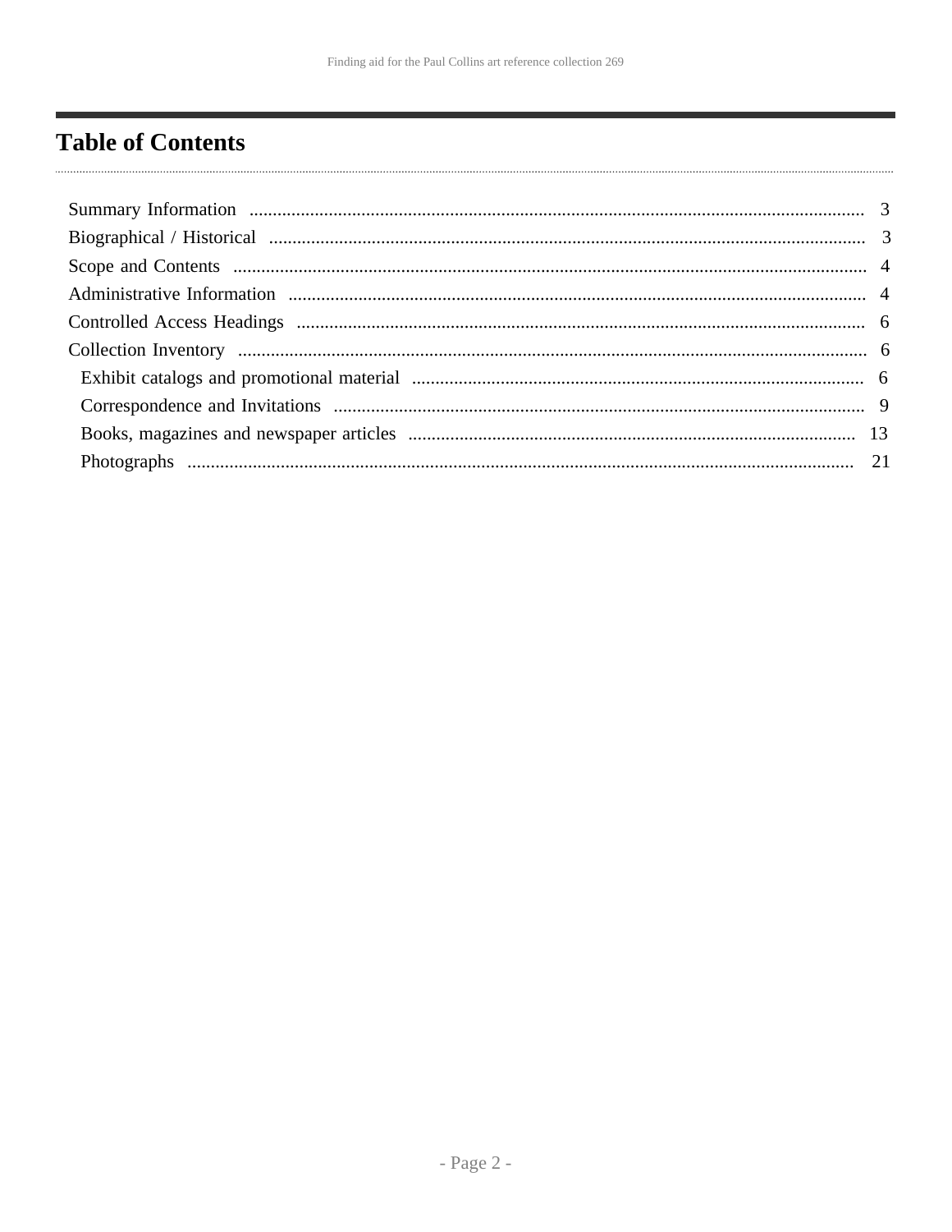# Table of Contents

- Summary Information ... 3
- Biographical / Historical ... 3
- Scope and Contents ... 4
- Administrative Information ... 4
- Controlled Access Headings ... 6
- Collection Inventory ... 6
  - Exhibit catalogs and promotional material ... 6
  - Correspondence and Invitations ... 9
  - Books, magazines and newspaper articles ... 13
  - Photographs ... 21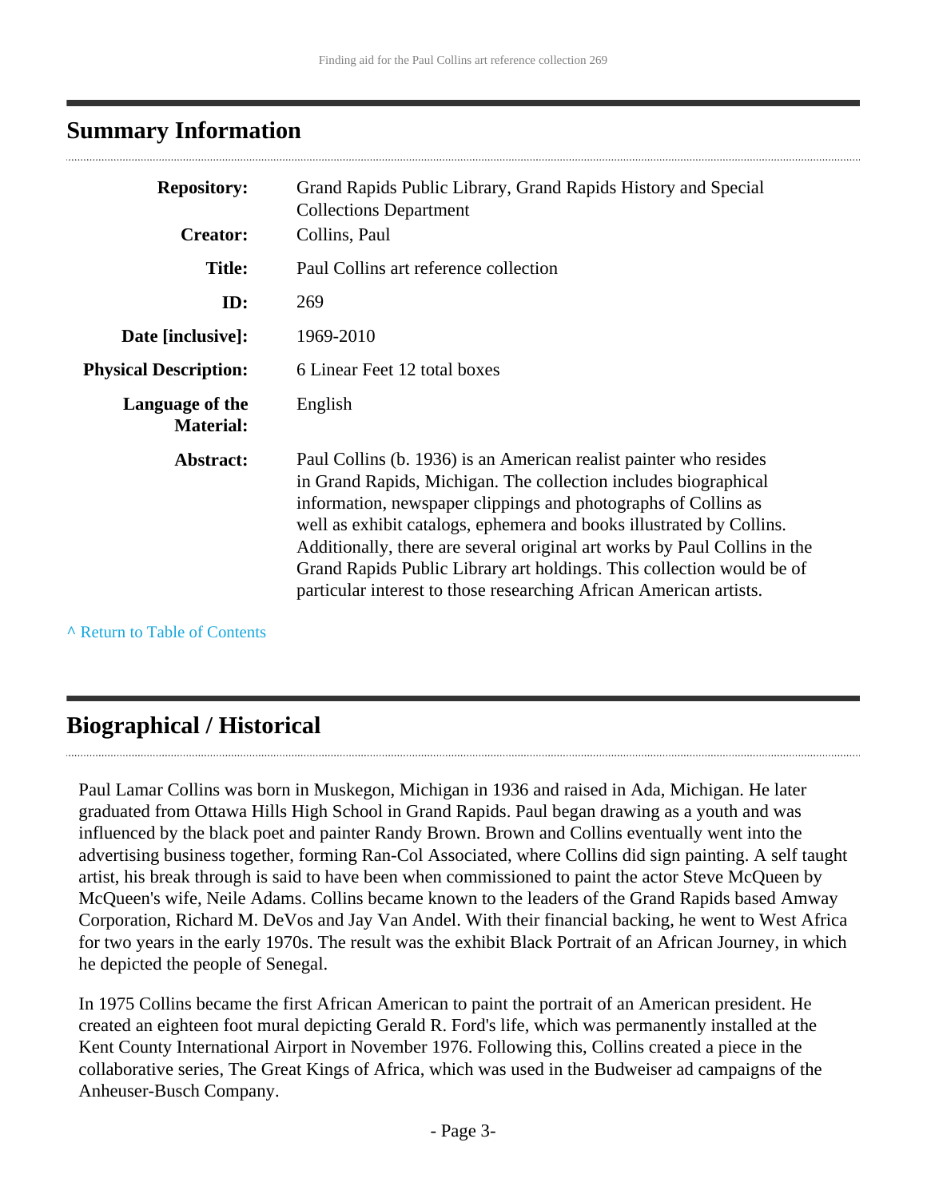## Summary Information

| | |
|---|---|
| **Repository:** | Grand Rapids Public Library, Grand Rapids History and Special Collections Department |
| **Creator:** | Collins, Paul |
| **Title:** | Paul Collins art reference collection |
| **ID:** | 269 |
| **Date [inclusive]:** | 1969-2010 |
| **Physical Description:** | 6 Linear Feet 12 total boxes |
| **Language of the Material:** | English |
| **Abstract:** | Paul Collins (b. 1936) is an American realist painter who resides in Grand Rapids, Michigan. The collection includes biographical information, newspaper clippings and photographs of Collins as well as exhibit catalogs, ephemera and books illustrated by Collins. Additionally, there are several original art works by Paul Collins in the Grand Rapids Public Library art holdings. This collection would be of particular interest to those researching African American artists. |

^ Return to Table of Contents

## Biographical / Historical

Paul Lamar Collins was born in Muskegon, Michigan in 1936 and raised in Ada, Michigan. He later graduated from Ottawa Hills High School in Grand Rapids. Paul began drawing as a youth and was influenced by the black poet and painter Randy Brown. Brown and Collins eventually went into the advertising business together, forming Ran-Col Associated, where Collins did sign painting. A self taught artist, his break through is said to have been when commissioned to paint the actor Steve McQueen by McQueen's wife, Neile Adams. Collins became known to the leaders of the Grand Rapids based Amway Corporation, Richard M. DeVos and Jay Van Andel. With their financial backing, he went to West Africa for two years in the early 1970s. The result was the exhibit Black Portrait of an African Journey, in which he depicted the people of Senegal.

In 1975 Collins became the first African American to paint the portrait of an American president. He created an eighteen foot mural depicting Gerald R. Ford's life, which was permanently installed at the Kent County International Airport in November 1976. Following this, Collins created a piece in the collaborative series, The Great Kings of Africa, which was used in the Budweiser ad campaigns of the Anheuser-Busch Company.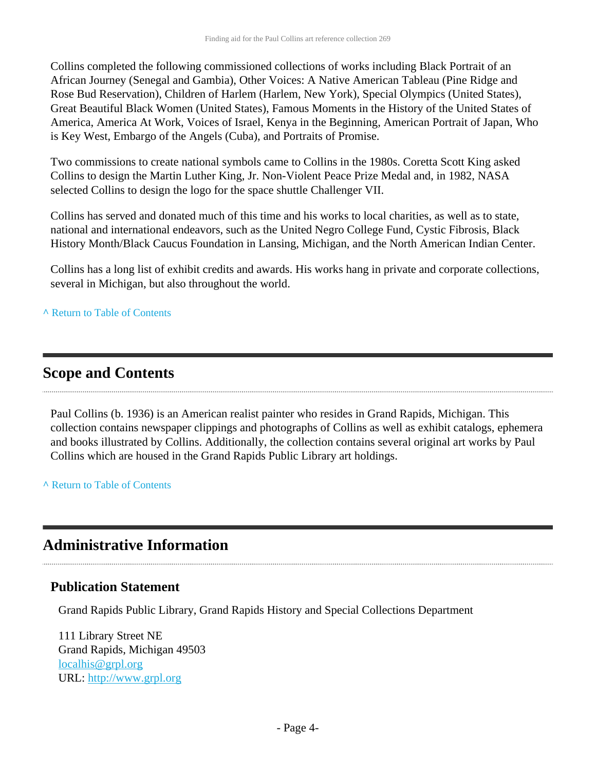Collins completed the following commissioned collections of works including Black Portrait of an African Journey (Senegal and Gambia), Other Voices: A Native American Tableau (Pine Ridge and Rose Bud Reservation), Children of Harlem (Harlem, New York), Special Olympics (United States), Great Beautiful Black Women (United States), Famous Moments in the History of the United States of America, America At Work, Voices of Israel, Kenya in the Beginning, American Portrait of Japan, Who is Key West, Embargo of the Angels (Cuba), and Portraits of Promise.

Two commissions to create national symbols came to Collins in the 1980s. Coretta Scott King asked Collins to design the Martin Luther King, Jr. Non-Violent Peace Prize Medal and, in 1982, NASA selected Collins to design the logo for the space shuttle Challenger VII.

Collins has served and donated much of this time and his works to local charities, as well as to state, national and international endeavors, such as the United Negro College Fund, Cystic Fibrosis, Black History Month/Black Caucus Foundation in Lansing, Michigan, and the North American Indian Center.

Collins has a long list of exhibit credits and awards. His works hang in private and corporate collections, several in Michigan, but also throughout the world.

^ Return to Table of Contents

## Scope and Contents

Paul Collins (b. 1936) is an American realist painter who resides in Grand Rapids, Michigan. This collection contains newspaper clippings and photographs of Collins as well as exhibit catalogs, ephemera and books illustrated by Collins. Additionally, the collection contains several original art works by Paul Collins which are housed in the Grand Rapids Public Library art holdings.

^ Return to Table of Contents

## Administrative Information

### Publication Statement

Grand Rapids Public Library, Grand Rapids History and Special Collections Department

111 Library Street NE
Grand Rapids, Michigan 49503
localhis@grpl.org
URL: http://www.grpl.org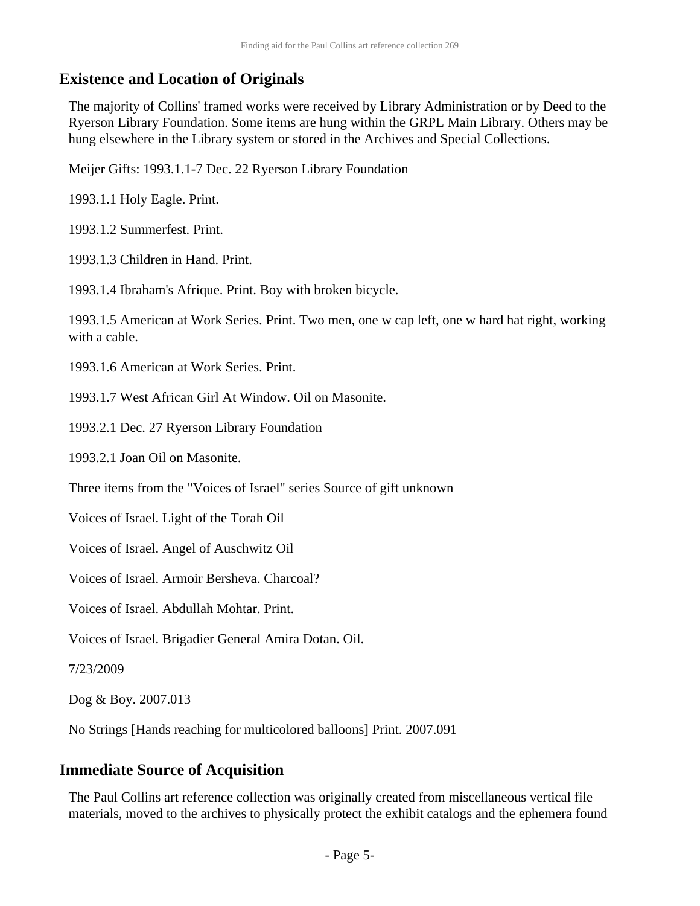## Existence and Location of Originals

The majority of Collins' framed works were received by Library Administration or by Deed to the Ryerson Library Foundation. Some items are hung within the GRPL Main Library. Others may be hung elsewhere in the Library system or stored in the Archives and Special Collections.

Meijer Gifts: 1993.1.1-7 Dec. 22 Ryerson Library Foundation

1993.1.1 Holy Eagle. Print.

1993.1.2 Summerfest. Print.

1993.1.3 Children in Hand. Print.

1993.1.4 Ibraham's Afrique. Print. Boy with broken bicycle.

1993.1.5 American at Work Series. Print. Two men, one w cap left, one w hard hat right, working with a cable.

1993.1.6 American at Work Series. Print.

1993.1.7 West African Girl At Window. Oil on Masonite.

1993.2.1 Dec. 27 Ryerson Library Foundation

1993.2.1 Joan Oil on Masonite.

Three items from the "Voices of Israel" series Source of gift unknown

Voices of Israel. Light of the Torah Oil

Voices of Israel. Angel of Auschwitz Oil

Voices of Israel. Armoir Bersheva. Charcoal?

Voices of Israel. Abdullah Mohtar. Print.

Voices of Israel. Brigadier General Amira Dotan. Oil.

7/23/2009

Dog & Boy. 2007.013

No Strings [Hands reaching for multicolored balloons] Print. 2007.091

## Immediate Source of Acquisition

The Paul Collins art reference collection was originally created from miscellaneous vertical file materials, moved to the archives to physically protect the exhibit catalogs and the ephemera found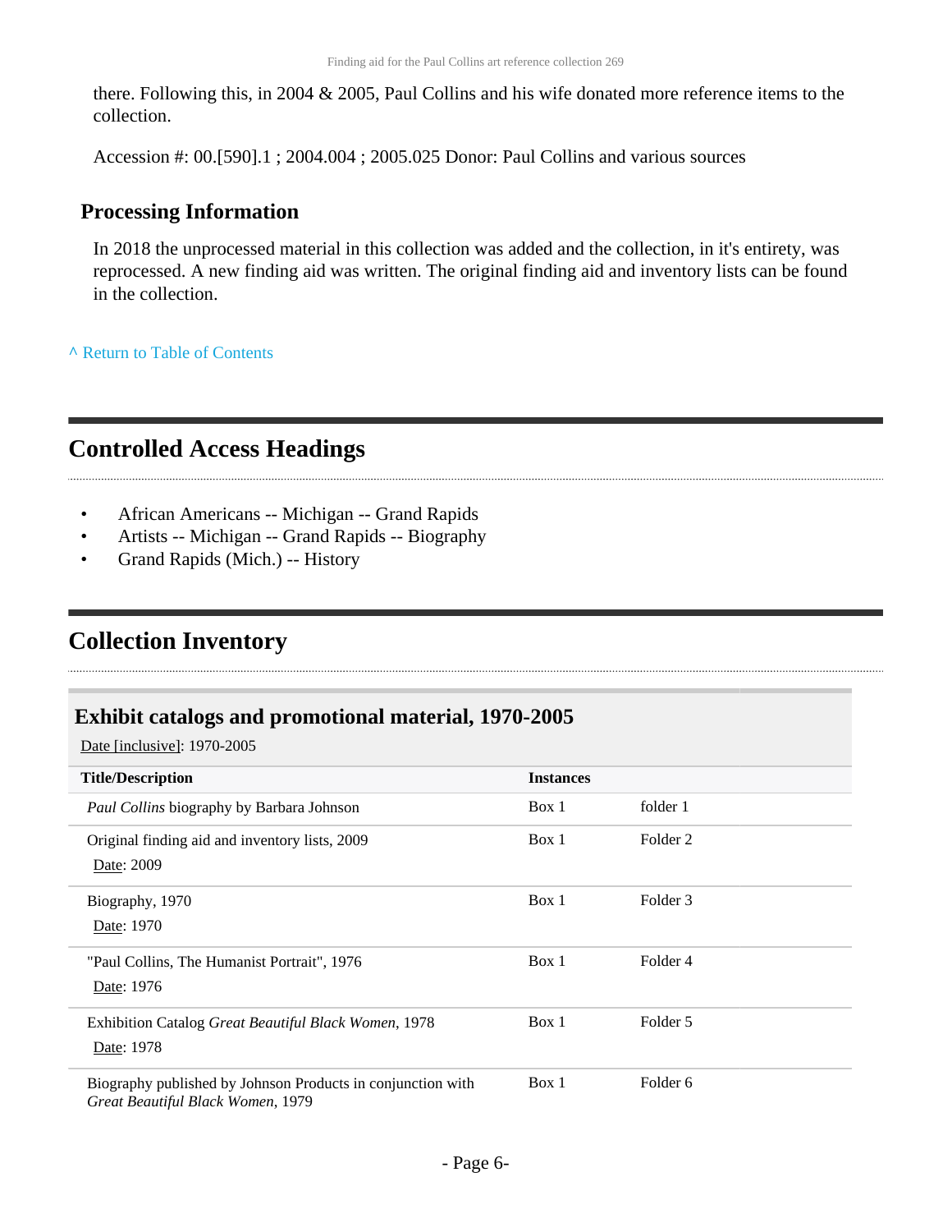there. Following this, in 2004 & 2005, Paul Collins and his wife donated more reference items to the collection.

Accession #: 00.[590].1 ; 2004.004 ; 2005.025 Donor: Paul Collins and various sources

### Processing Information

In 2018 the unprocessed material in this collection was added and the collection, in it's entirety, was reprocessed. A new finding aid was written. The original finding aid and inventory lists can be found in the collection.

^ Return to Table of Contents

## Controlled Access Headings

- African Americans -- Michigan -- Grand Rapids
- Artists -- Michigan -- Grand Rapids -- Biography
- Grand Rapids (Mich.) -- History

## Collection Inventory

### Exhibit catalogs and promotional material, 1970-2005

Date [inclusive]: 1970-2005

| Title/Description | Instances | |
|---|---|---|
| *Paul Collins* biography by Barbara Johnson | Box 1 | folder 1 |
| Original finding aid and inventory lists, 2009<br>Date: 2009 | Box 1 | Folder 2 |
| Biography, 1970<br>Date: 1970 | Box 1 | Folder 3 |
| "Paul Collins, The Humanist Portrait", 1976<br>Date: 1976 | Box 1 | Folder 4 |
| Exhibition Catalog *Great Beautiful Black Women*, 1978<br>Date: 1978 | Box 1 | Folder 5 |
| Biography published by Johnson Products in conjunction with *Great Beautiful Black Women*, 1979 | Box 1 | Folder 6 |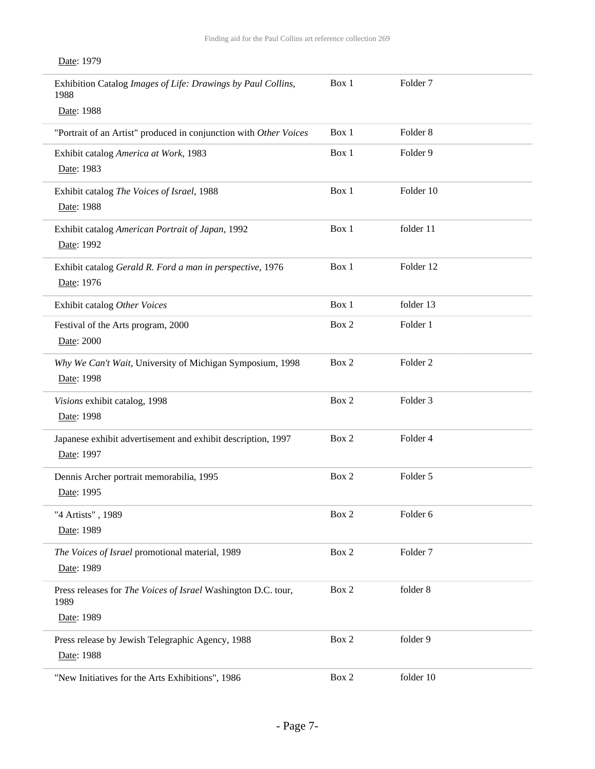Date: 1979

| | | |
|---|---|---|
| Exhibition Catalog *Images of Life: Drawings by Paul Collins*, 1988<br>Date: 1988 | Box 1 | Folder 7 |
| "Portrait of an Artist" produced in conjunction with *Other Voices* | Box 1 | Folder 8 |
| Exhibit catalog *America at Work*, 1983<br>Date: 1983 | Box 1 | Folder 9 |
| Exhibit catalog *The Voices of Israel*, 1988<br>Date: 1988 | Box 1 | Folder 10 |
| Exhibit catalog *American Portrait of Japan*, 1992<br>Date: 1992 | Box 1 | folder 11 |
| Exhibit catalog *Gerald R. Ford a man in perspective*, 1976<br>Date: 1976 | Box 1 | Folder 12 |
| Exhibit catalog *Other Voices* | Box 1 | folder 13 |
| Festival of the Arts program, 2000<br>Date: 2000 | Box 2 | Folder 1 |
| *Why We Can't Wait*, University of Michigan Symposium, 1998<br>Date: 1998 | Box 2 | Folder 2 |
| *Visions* exhibit catalog, 1998<br>Date: 1998 | Box 2 | Folder 3 |
| Japanese exhibit advertisement and exhibit description, 1997<br>Date: 1997 | Box 2 | Folder 4 |
| Dennis Archer portrait memorabilia, 1995<br>Date: 1995 | Box 2 | Folder 5 |
| "4 Artists" , 1989<br>Date: 1989 | Box 2 | Folder 6 |
| *The Voices of Israel* promotional material, 1989<br>Date: 1989 | Box 2 | Folder 7 |
| Press releases for *The Voices of Israel* Washington D.C. tour, 1989<br>Date: 1989 | Box 2 | folder 8 |
| Press release by Jewish Telegraphic Agency, 1988<br>Date: 1988 | Box 2 | folder 9 |
| "New Initiatives for the Arts Exhibitions", 1986 | Box 2 | folder 10 |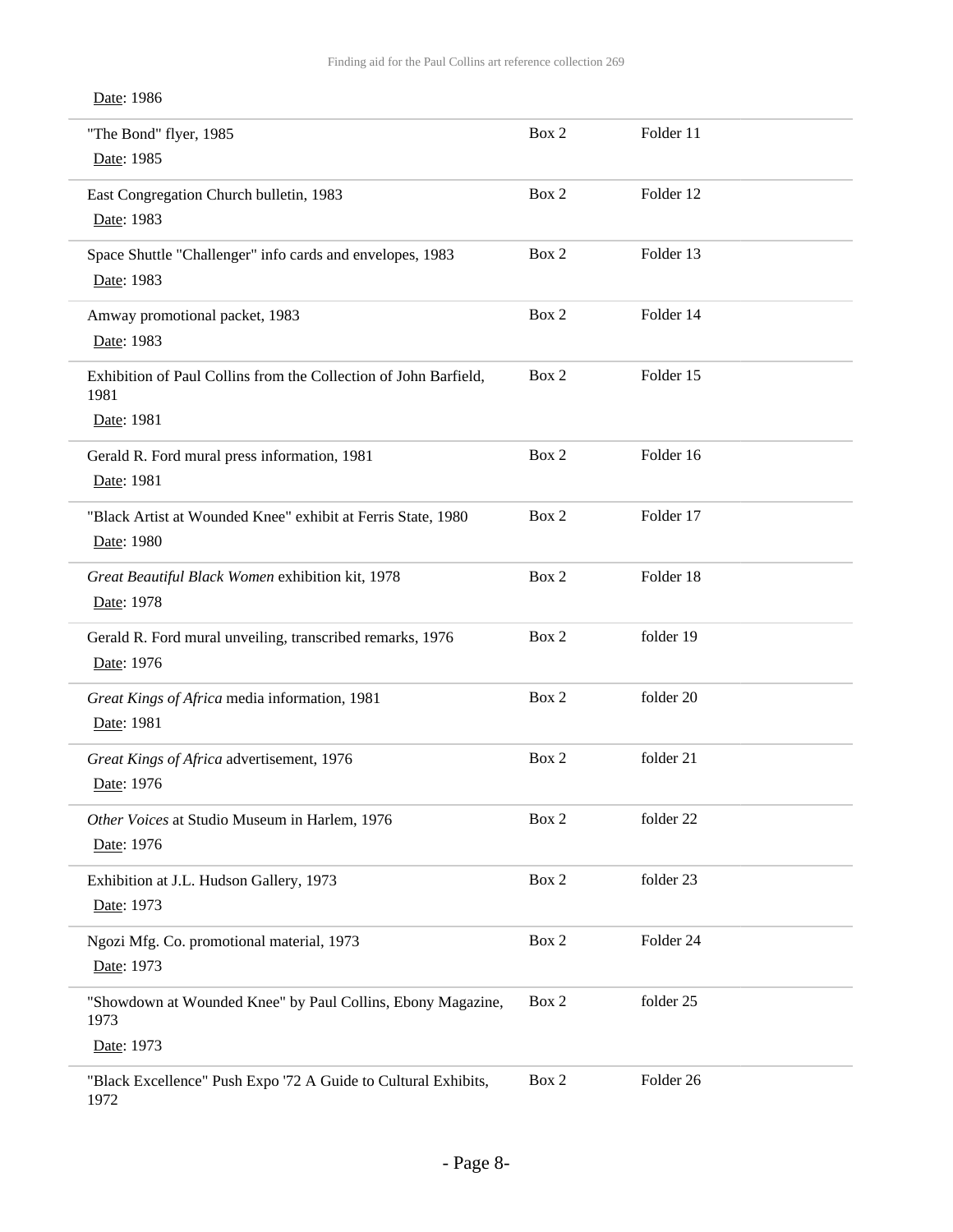Date: 1986

| | | |
|---|---|---|
| "The Bond" flyer, 1985<br>Date: 1985 | Box 2 | Folder 11 |
| East Congregation Church bulletin, 1983<br>Date: 1983 | Box 2 | Folder 12 |
| Space Shuttle "Challenger" info cards and envelopes, 1983<br>Date: 1983 | Box 2 | Folder 13 |
| Amway promotional packet, 1983<br>Date: 1983 | Box 2 | Folder 14 |
| Exhibition of Paul Collins from the Collection of John Barfield, 1981<br>Date: 1981 | Box 2 | Folder 15 |
| Gerald R. Ford mural press information, 1981<br>Date: 1981 | Box 2 | Folder 16 |
| "Black Artist at Wounded Knee" exhibit at Ferris State, 1980<br>Date: 1980 | Box 2 | Folder 17 |
| *Great Beautiful Black Women* exhibition kit, 1978<br>Date: 1978 | Box 2 | Folder 18 |
| Gerald R. Ford mural unveiling, transcribed remarks, 1976<br>Date: 1976 | Box 2 | folder 19 |
| *Great Kings of Africa* media information, 1981<br>Date: 1981 | Box 2 | folder 20 |
| *Great Kings of Africa* advertisement, 1976<br>Date: 1976 | Box 2 | folder 21 |
| *Other Voices* at Studio Museum in Harlem, 1976<br>Date: 1976 | Box 2 | folder 22 |
| Exhibition at J.L. Hudson Gallery, 1973<br>Date: 1973 | Box 2 | folder 23 |
| Ngozi Mfg. Co. promotional material, 1973<br>Date: 1973 | Box 2 | Folder 24 |
| "Showdown at Wounded Knee" by Paul Collins, Ebony Magazine, 1973<br>Date: 1973 | Box 2 | folder 25 |
| "Black Excellence" Push Expo '72 A Guide to Cultural Exhibits, 1972 | Box 2 | Folder 26 |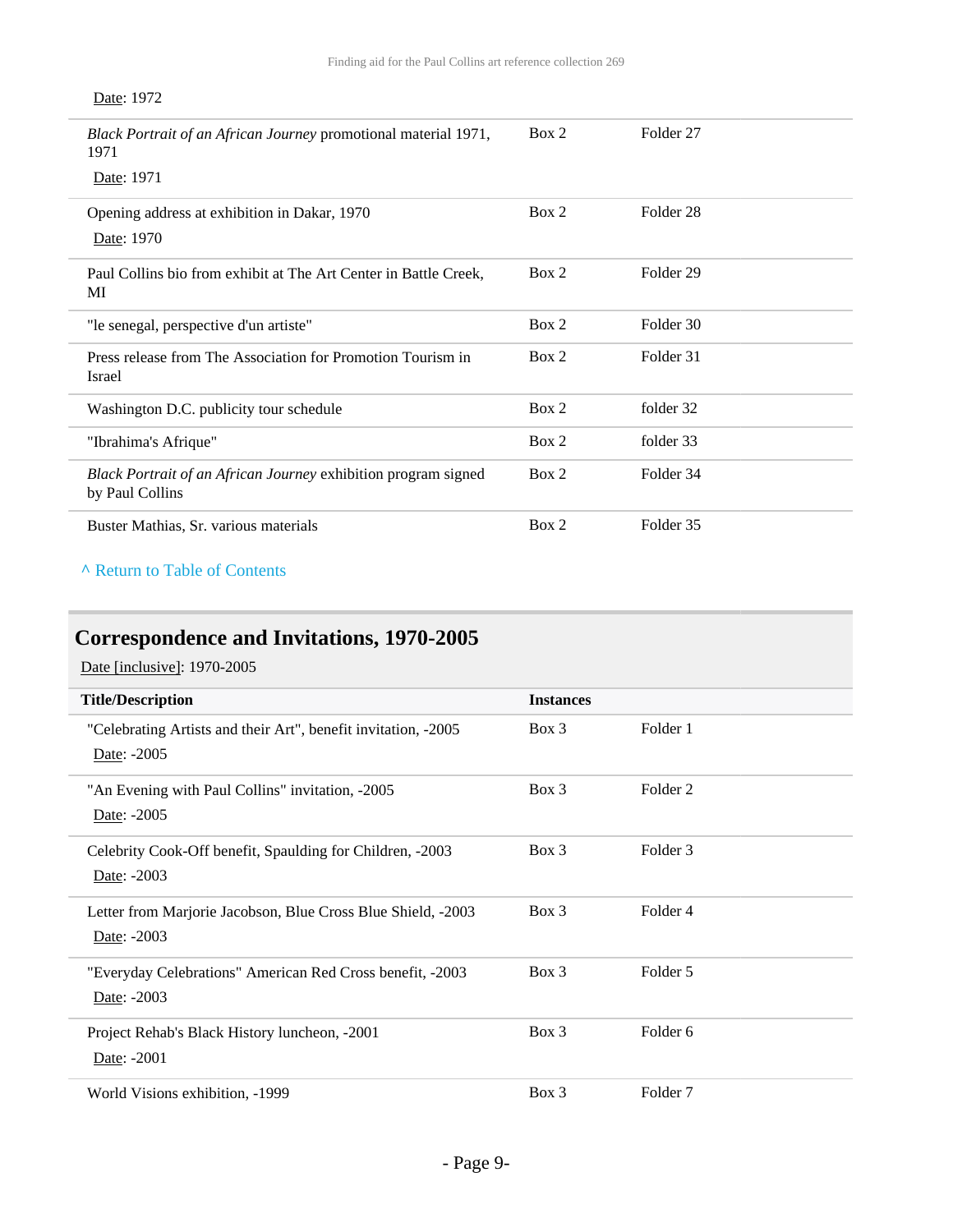Date: 1972

| | | |
|---|---|---|
| *Black Portrait of an African Journey* promotional material 1971, 1971<br>Date: 1971 | Box 2 | Folder 27 |
| Opening address at exhibition in Dakar, 1970<br>Date: 1970 | Box 2 | Folder 28 |
| Paul Collins bio from exhibit at The Art Center in Battle Creek, MI | Box 2 | Folder 29 |
| "le senegal, perspective d'un artiste" | Box 2 | Folder 30 |
| Press release from The Association for Promotion Tourism in Israel | Box 2 | Folder 31 |
| Washington D.C. publicity tour schedule | Box 2 | folder 32 |
| "Ibrahima's Afrique" | Box 2 | folder 33 |
| *Black Portrait of an African Journey* exhibition program signed by Paul Collins | Box 2 | Folder 34 |
| Buster Mathias, Sr. various materials | Box 2 | Folder 35 |

^ Return to Table of Contents

## Correspondence and Invitations, 1970-2005

Date [inclusive]: 1970-2005

| Title/Description | Instances | |
|---|---|---|
| "Celebrating Artists and their Art", benefit invitation, -2005<br>Date: -2005 | Box 3 | Folder 1 |
| "An Evening with Paul Collins" invitation, -2005<br>Date: -2005 | Box 3 | Folder 2 |
| Celebrity Cook-Off benefit, Spaulding for Children, -2003<br>Date: -2003 | Box 3 | Folder 3 |
| Letter from Marjorie Jacobson, Blue Cross Blue Shield, -2003<br>Date: -2003 | Box 3 | Folder 4 |
| "Everyday Celebrations" American Red Cross benefit, -2003<br>Date: -2003 | Box 3 | Folder 5 |
| Project Rehab's Black History luncheon, -2001<br>Date: -2001 | Box 3 | Folder 6 |
| World Visions exhibition, -1999 | Box 3 | Folder 7 |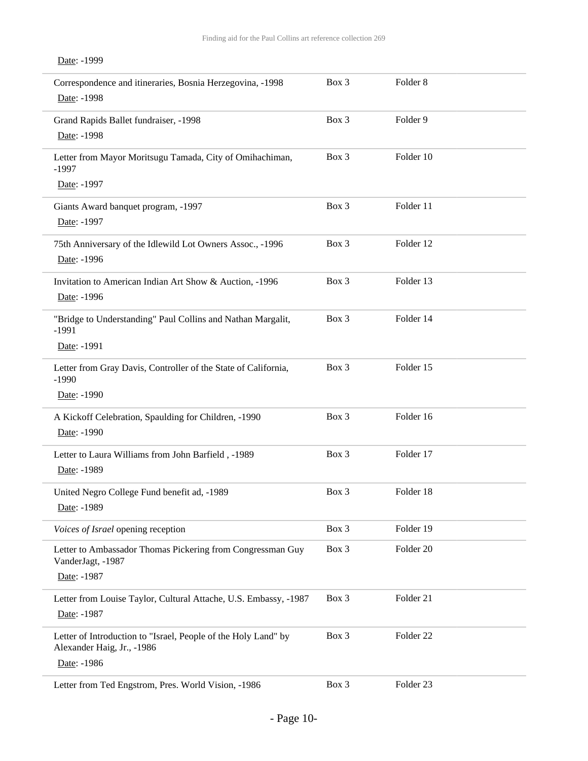Date: -1999

| | | |
|---|---|---|
| Correspondence and itineraries, Bosnia Herzegovina, -1998<br>Date: -1998 | Box 3 | Folder 8 |
| Grand Rapids Ballet fundraiser, -1998<br>Date: -1998 | Box 3 | Folder 9 |
| Letter from Mayor Moritsugu Tamada, City of Omihachiman, -1997<br>Date: -1997 | Box 3 | Folder 10 |
| Giants Award banquet program, -1997<br>Date: -1997 | Box 3 | Folder 11 |
| 75th Anniversary of the Idlewild Lot Owners Assoc., -1996<br>Date: -1996 | Box 3 | Folder 12 |
| Invitation to American Indian Art Show & Auction, -1996<br>Date: -1996 | Box 3 | Folder 13 |
| "Bridge to Understanding" Paul Collins and Nathan Margalit, -1991<br>Date: -1991 | Box 3 | Folder 14 |
| Letter from Gray Davis, Controller of the State of California, -1990<br>Date: -1990 | Box 3 | Folder 15 |
| A Kickoff Celebration, Spaulding for Children, -1990<br>Date: -1990 | Box 3 | Folder 16 |
| Letter to Laura Williams from John Barfield , -1989<br>Date: -1989 | Box 3 | Folder 17 |
| United Negro College Fund benefit ad, -1989<br>Date: -1989 | Box 3 | Folder 18 |
| *Voices of Israel* opening reception | Box 3 | Folder 19 |
| Letter to Ambassador Thomas Pickering from Congressman Guy VanderJagt, -1987<br>Date: -1987 | Box 3 | Folder 20 |
| Letter from Louise Taylor, Cultural Attache, U.S. Embassy, -1987<br>Date: -1987 | Box 3 | Folder 21 |
| Letter of Introduction to "Israel, People of the Holy Land" by Alexander Haig, Jr., -1986<br>Date: -1986 | Box 3 | Folder 22 |
| Letter from Ted Engstrom, Pres. World Vision, -1986 | Box 3 | Folder 23 |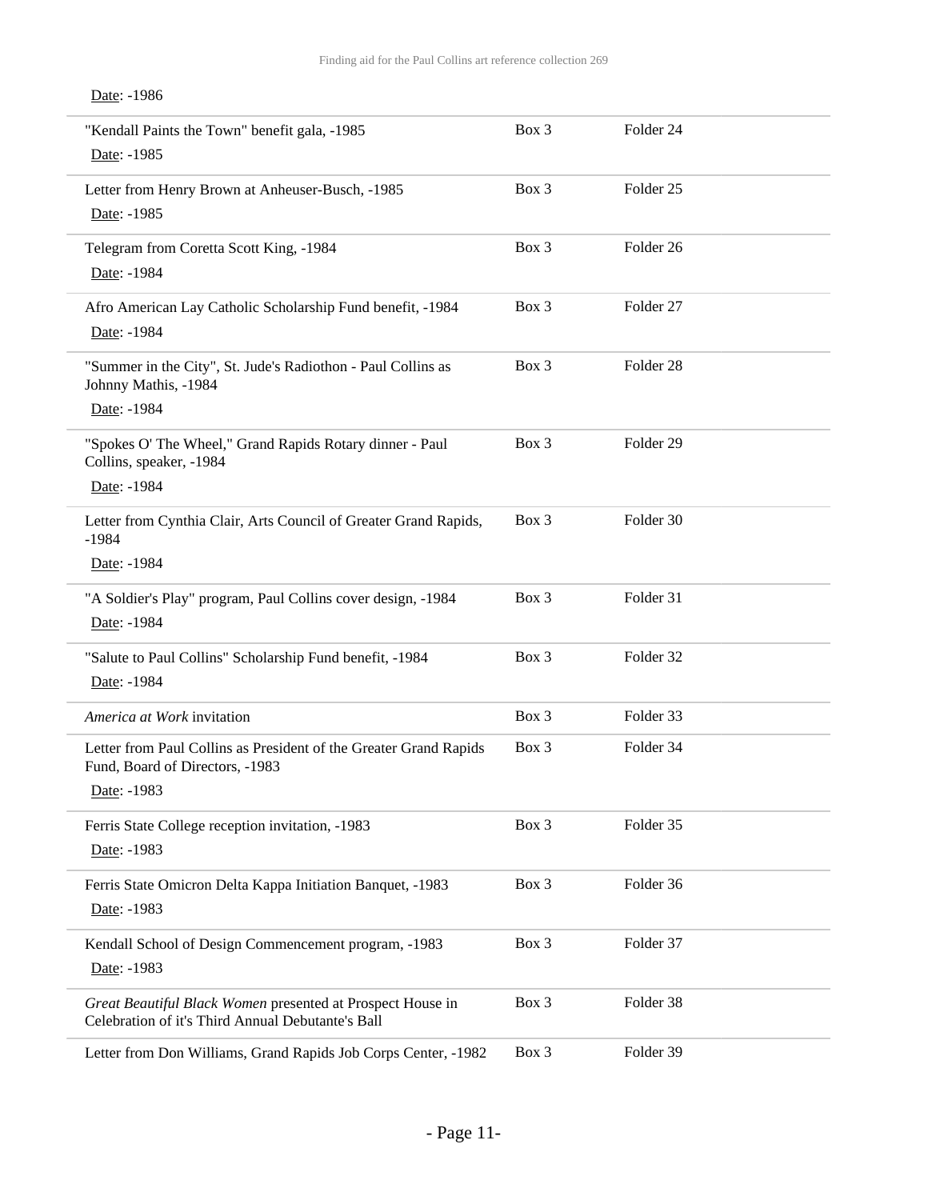Date: -1986

| | | |
|---|---|---|
| "Kendall Paints the Town" benefit gala, -1985<br>Date: -1985 | Box 3 | Folder 24 |
| Letter from Henry Brown at Anheuser-Busch, -1985<br>Date: -1985 | Box 3 | Folder 25 |
| Telegram from Coretta Scott King, -1984<br>Date: -1984 | Box 3 | Folder 26 |
| Afro American Lay Catholic Scholarship Fund benefit, -1984<br>Date: -1984 | Box 3 | Folder 27 |
| "Summer in the City", St. Jude's Radiothon - Paul Collins as Johnny Mathis, -1984<br>Date: -1984 | Box 3 | Folder 28 |
| "Spokes O' The Wheel," Grand Rapids Rotary dinner - Paul Collins, speaker, -1984<br>Date: -1984 | Box 3 | Folder 29 |
| Letter from Cynthia Clair, Arts Council of Greater Grand Rapids, -1984<br>Date: -1984 | Box 3 | Folder 30 |
| "A Soldier's Play" program, Paul Collins cover design, -1984<br>Date: -1984 | Box 3 | Folder 31 |
| "Salute to Paul Collins" Scholarship Fund benefit, -1984<br>Date: -1984 | Box 3 | Folder 32 |
| *America at Work* invitation | Box 3 | Folder 33 |
| Letter from Paul Collins as President of the Greater Grand Rapids Fund, Board of Directors, -1983<br>Date: -1983 | Box 3 | Folder 34 |
| Ferris State College reception invitation, -1983<br>Date: -1983 | Box 3 | Folder 35 |
| Ferris State Omicron Delta Kappa Initiation Banquet, -1983<br>Date: -1983 | Box 3 | Folder 36 |
| Kendall School of Design Commencement program, -1983<br>Date: -1983 | Box 3 | Folder 37 |
| *Great Beautiful Black Women* presented at Prospect House in Celebration of it's Third Annual Debutante's Ball | Box 3 | Folder 38 |
| Letter from Don Williams, Grand Rapids Job Corps Center, -1982 | Box 3 | Folder 39 |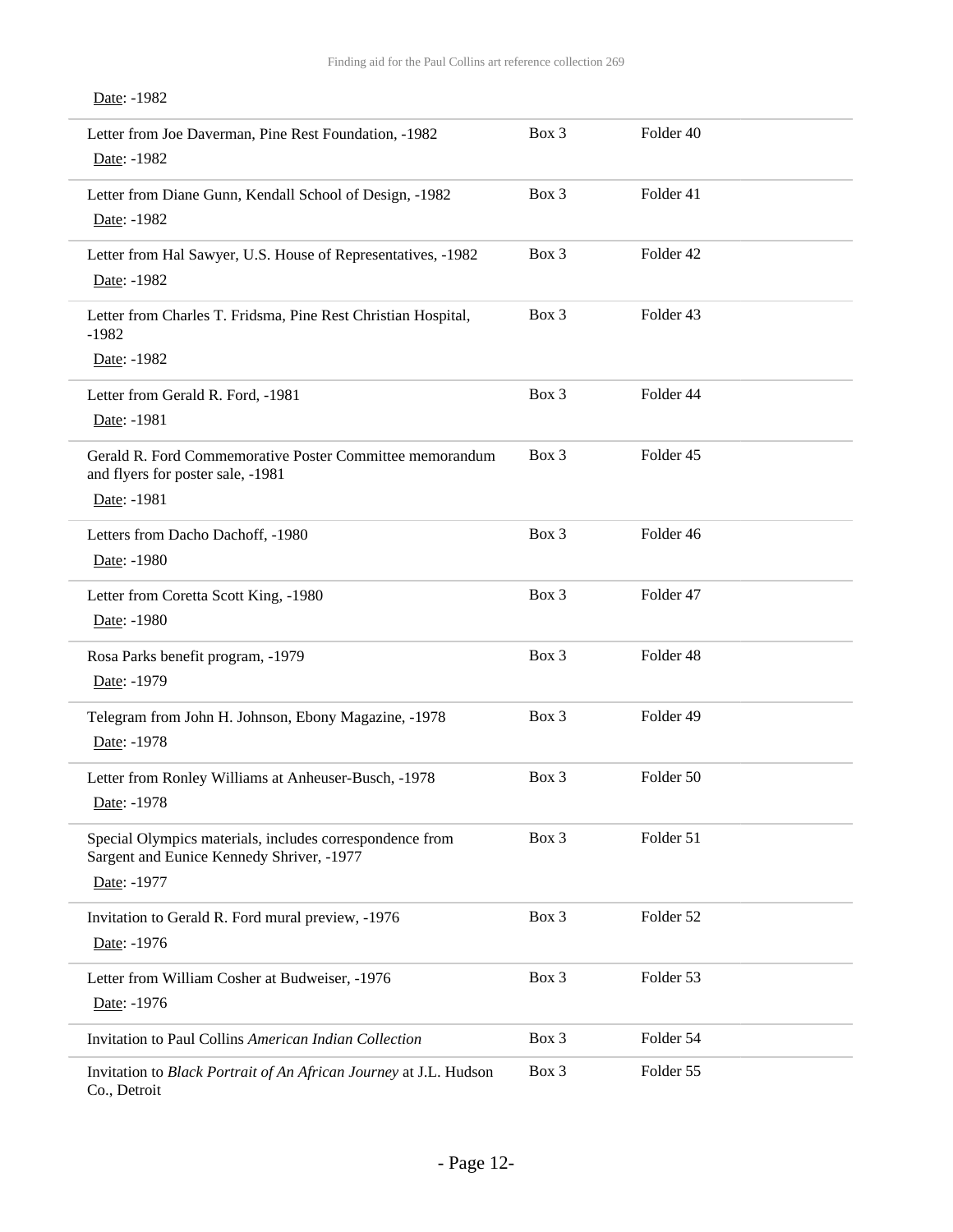Date: -1982

| | | |
|---|---|---|
| Letter from Joe Daverman, Pine Rest Foundation, -1982<br>Date: -1982 | Box 3 | Folder 40 |
| Letter from Diane Gunn, Kendall School of Design, -1982<br>Date: -1982 | Box 3 | Folder 41 |
| Letter from Hal Sawyer, U.S. House of Representatives, -1982<br>Date: -1982 | Box 3 | Folder 42 |
| Letter from Charles T. Fridsma, Pine Rest Christian Hospital, -1982<br>Date: -1982 | Box 3 | Folder 43 |
| Letter from Gerald R. Ford, -1981<br>Date: -1981 | Box 3 | Folder 44 |
| Gerald R. Ford Commemorative Poster Committee memorandum and flyers for poster sale, -1981<br>Date: -1981 | Box 3 | Folder 45 |
| Letters from Dacho Dachoff, -1980<br>Date: -1980 | Box 3 | Folder 46 |
| Letter from Coretta Scott King, -1980<br>Date: -1980 | Box 3 | Folder 47 |
| Rosa Parks benefit program, -1979<br>Date: -1979 | Box 3 | Folder 48 |
| Telegram from John H. Johnson, Ebony Magazine, -1978<br>Date: -1978 | Box 3 | Folder 49 |
| Letter from Ronley Williams at Anheuser-Busch, -1978<br>Date: -1978 | Box 3 | Folder 50 |
| Special Olympics materials, includes correspondence from Sargent and Eunice Kennedy Shriver, -1977<br>Date: -1977 | Box 3 | Folder 51 |
| Invitation to Gerald R. Ford mural preview, -1976<br>Date: -1976 | Box 3 | Folder 52 |
| Letter from William Cosher at Budweiser, -1976<br>Date: -1976 | Box 3 | Folder 53 |
| Invitation to Paul Collins *American Indian Collection* | Box 3 | Folder 54 |
| Invitation to *Black Portrait of An African Journey* at J.L. Hudson Co., Detroit | Box 3 | Folder 55 |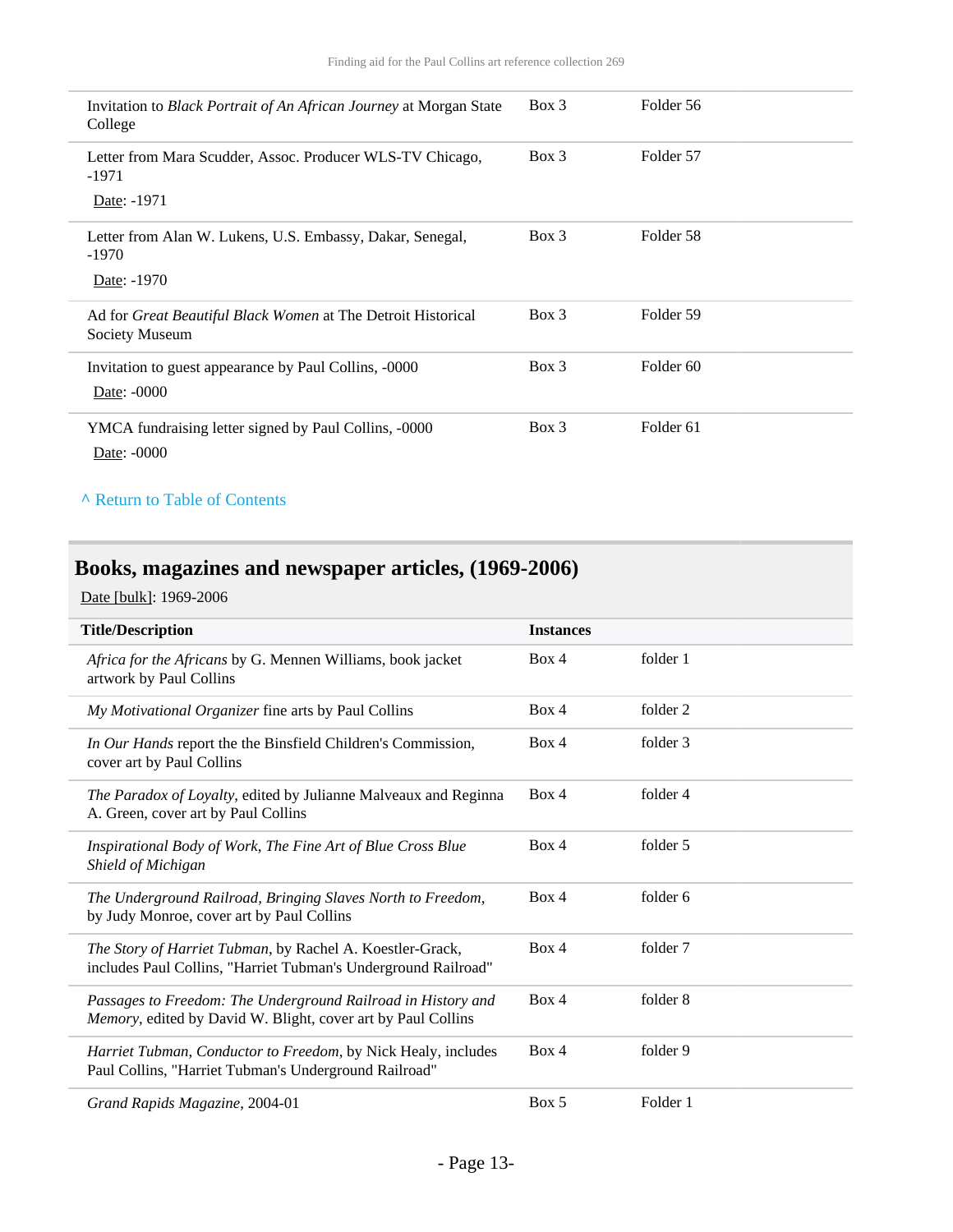| Title/Description | Instances | |
|---|---|---|
| Invitation to *Black Portrait of An African Journey* at Morgan State College | Box 3 | Folder 56 |
| Letter from Mara Scudder, Assoc. Producer WLS-TV Chicago, -1971<br>Date: -1971 | Box 3 | Folder 57 |
| Letter from Alan W. Lukens, U.S. Embassy, Dakar, Senegal, -1970<br>Date: -1970 | Box 3 | Folder 58 |
| Ad for *Great Beautiful Black Women* at The Detroit Historical Society Museum | Box 3 | Folder 59 |
| Invitation to guest appearance by Paul Collins, -0000<br>Date: -0000 | Box 3 | Folder 60 |
| YMCA fundraising letter signed by Paul Collins, -0000<br>Date: -0000 | Box 3 | Folder 61 |

^ Return to Table of Contents

## Books, magazines and newspaper articles, (1969-2006)

Date [bulk]: 1969-2006

| Title/Description | Instances | |
|---|---|---|
| *Africa for the Africans* by G. Mennen Williams, book jacket artwork by Paul Collins | Box 4 | folder 1 |
| *My Motivational Organizer* fine arts by Paul Collins | Box 4 | folder 2 |
| *In Our Hands* report the the Binsfield Children's Commission, cover art by Paul Collins | Box 4 | folder 3 |
| *The Paradox of Loyalty*, edited by Julianne Malveaux and Reginna A. Green, cover art by Paul Collins | Box 4 | folder 4 |
| *Inspirational Body of Work, The Fine Art of Blue Cross Blue Shield of Michigan* | Box 4 | folder 5 |
| *The Underground Railroad, Bringing Slaves North to Freedom*, by Judy Monroe, cover art by Paul Collins | Box 4 | folder 6 |
| *The Story of Harriet Tubman*, by Rachel A. Koestler-Grack, includes Paul Collins, "Harriet Tubman's Underground Railroad" | Box 4 | folder 7 |
| *Passages to Freedom: The Underground Railroad in History and Memory*, edited by David W. Blight, cover art by Paul Collins | Box 4 | folder 8 |
| *Harriet Tubman, Conductor to Freedom*, by Nick Healy, includes Paul Collins, "Harriet Tubman's Underground Railroad" | Box 4 | folder 9 |
| *Grand Rapids Magazine*, 2004-01 | Box 5 | Folder 1 |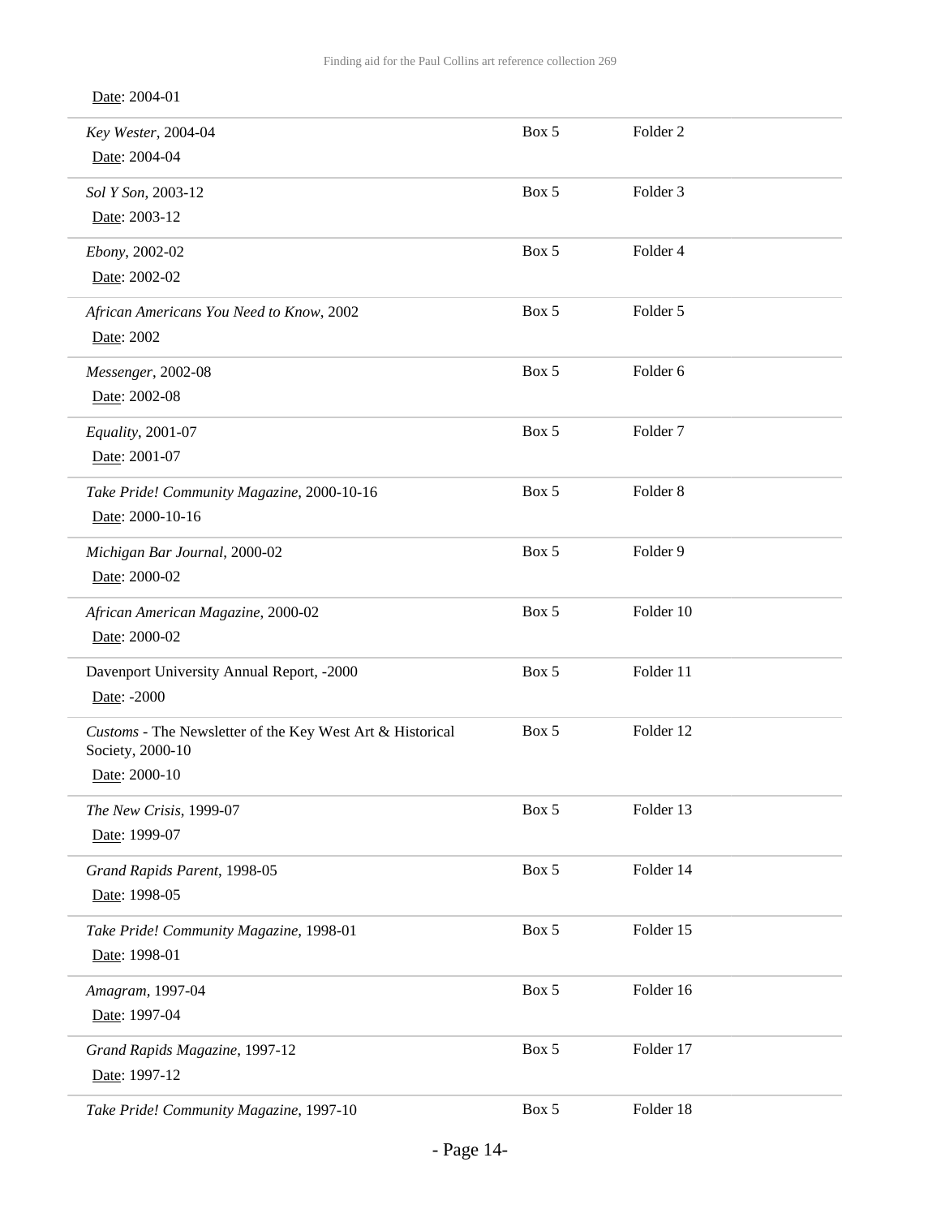Date: 2004-01

| | | |
|---|---|---|
| *Key Wester*, 2004-04<br>Date: 2004-04 | Box 5 | Folder 2 |
| *Sol Y Son*, 2003-12<br>Date: 2003-12 | Box 5 | Folder 3 |
| *Ebony*, 2002-02<br>Date: 2002-02 | Box 5 | Folder 4 |
| *African Americans You Need to Know*, 2002<br>Date: 2002 | Box 5 | Folder 5 |
| *Messenger*, 2002-08<br>Date: 2002-08 | Box 5 | Folder 6 |
| *Equality*, 2001-07<br>Date: 2001-07 | Box 5 | Folder 7 |
| *Take Pride! Community Magazine*, 2000-10-16<br>Date: 2000-10-16 | Box 5 | Folder 8 |
| *Michigan Bar Journal*, 2000-02<br>Date: 2000-02 | Box 5 | Folder 9 |
| *African American Magazine*, 2000-02<br>Date: 2000-02 | Box 5 | Folder 10 |
| Davenport University Annual Report, -2000<br>Date: -2000 | Box 5 | Folder 11 |
| *Customs* - The Newsletter of the Key West Art & Historical Society, 2000-10<br>Date: 2000-10 | Box 5 | Folder 12 |
| *The New Crisis*, 1999-07<br>Date: 1999-07 | Box 5 | Folder 13 |
| *Grand Rapids Parent*, 1998-05<br>Date: 1998-05 | Box 5 | Folder 14 |
| *Take Pride! Community Magazine*, 1998-01<br>Date: 1998-01 | Box 5 | Folder 15 |
| *Amagram*, 1997-04<br>Date: 1997-04 | Box 5 | Folder 16 |
| *Grand Rapids Magazine*, 1997-12<br>Date: 1997-12 | Box 5 | Folder 17 |
| *Take Pride! Community Magazine*, 1997-10 | Box 5 | Folder 18 |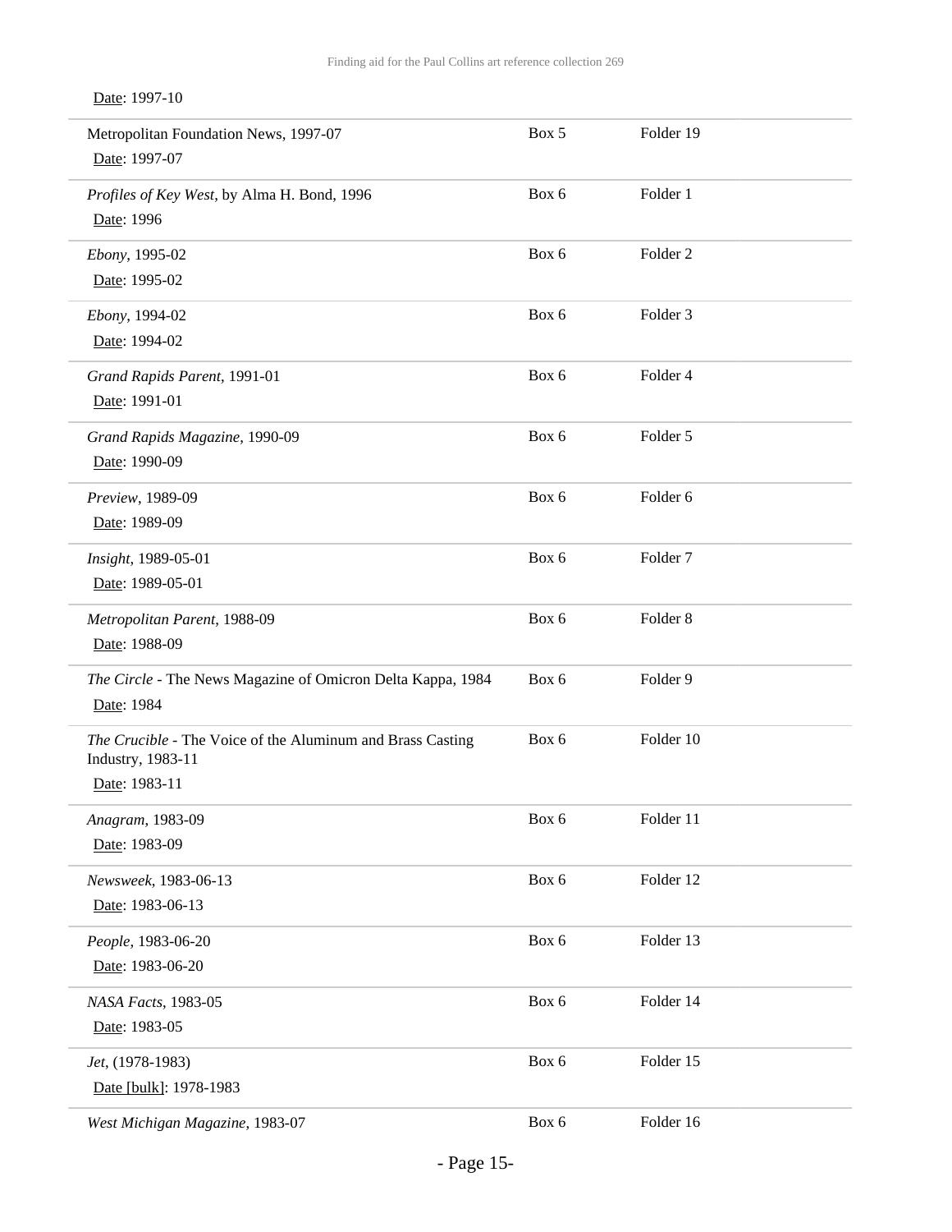Date: 1997-10

| | | |
|---|---|---|
| Metropolitan Foundation News, 1997-07<br>Date: 1997-07 | Box 5 | Folder 19 |
| *Profiles of Key West*, by Alma H. Bond, 1996<br>Date: 1996 | Box 6 | Folder 1 |
| *Ebony*, 1995-02<br>Date: 1995-02 | Box 6 | Folder 2 |
| *Ebony*, 1994-02<br>Date: 1994-02 | Box 6 | Folder 3 |
| *Grand Rapids Parent*, 1991-01<br>Date: 1991-01 | Box 6 | Folder 4 |
| *Grand Rapids Magazine*, 1990-09<br>Date: 1990-09 | Box 6 | Folder 5 |
| *Preview*, 1989-09<br>Date: 1989-09 | Box 6 | Folder 6 |
| *Insight*, 1989-05-01<br>Date: 1989-05-01 | Box 6 | Folder 7 |
| *Metropolitan Parent*, 1988-09<br>Date: 1988-09 | Box 6 | Folder 8 |
| *The Circle* - The News Magazine of Omicron Delta Kappa, 1984<br>Date: 1984 | Box 6 | Folder 9 |
| *The Crucible* - The Voice of the Aluminum and Brass Casting Industry, 1983-11<br>Date: 1983-11 | Box 6 | Folder 10 |
| *Anagram*, 1983-09<br>Date: 1983-09 | Box 6 | Folder 11 |
| *Newsweek*, 1983-06-13<br>Date: 1983-06-13 | Box 6 | Folder 12 |
| *People*, 1983-06-20<br>Date: 1983-06-20 | Box 6 | Folder 13 |
| *NASA Facts*, 1983-05<br>Date: 1983-05 | Box 6 | Folder 14 |
| *Jet*, (1978-1983)<br>Date [bulk]: 1978-1983 | Box 6 | Folder 15 |
| *West Michigan Magazine*, 1983-07 | Box 6 | Folder 16 |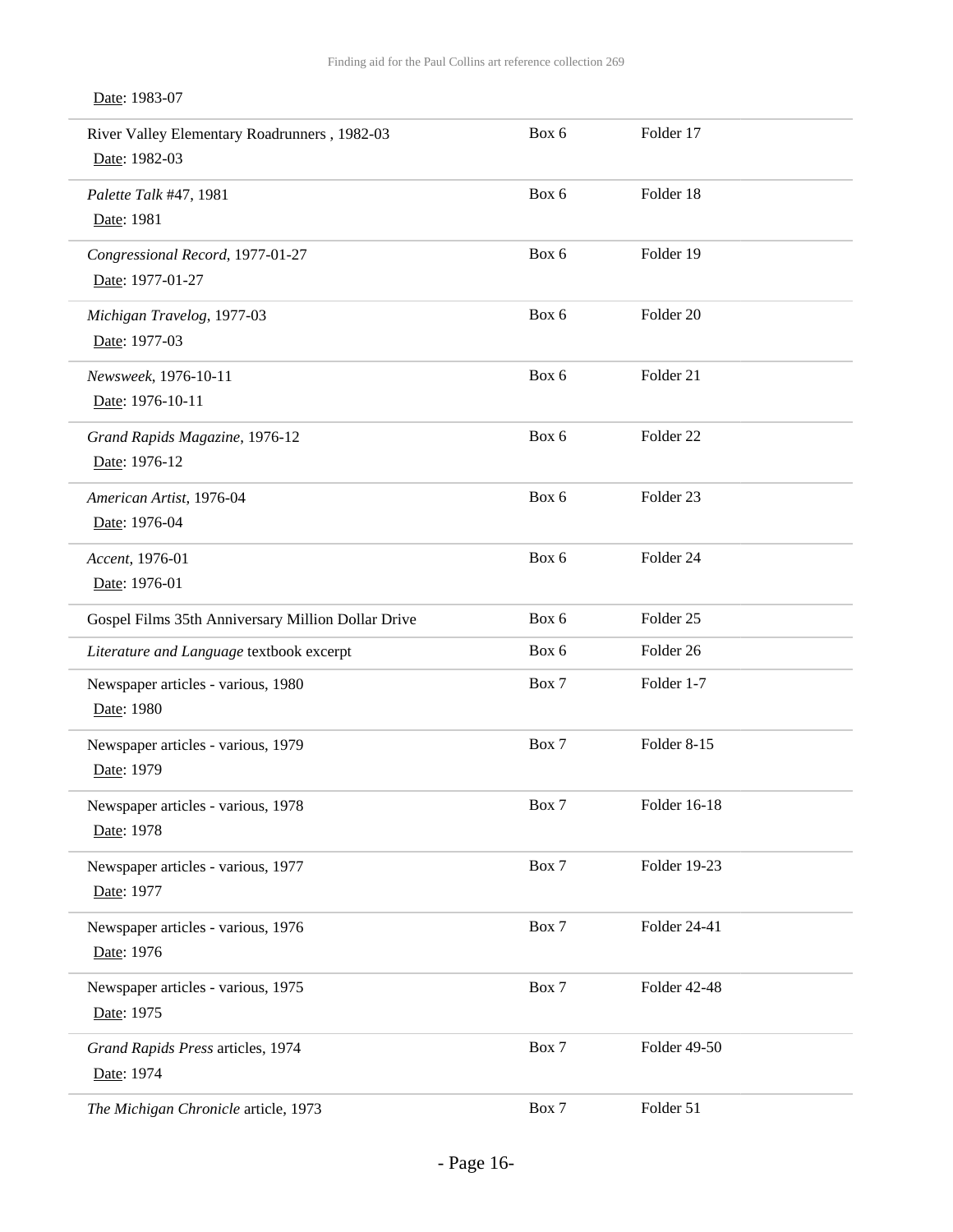Date: 1983-07

| | | |
|---|---|---|
| River Valley Elementary Roadrunners , 1982-03<br>Date: 1982-03 | Box 6 | Folder 17 |
| *Palette Talk* #47, 1981<br>Date: 1981 | Box 6 | Folder 18 |
| *Congressional Record*, 1977-01-27<br>Date: 1977-01-27 | Box 6 | Folder 19 |
| *Michigan Travelog*, 1977-03<br>Date: 1977-03 | Box 6 | Folder 20 |
| *Newsweek*, 1976-10-11<br>Date: 1976-10-11 | Box 6 | Folder 21 |
| *Grand Rapids Magazine*, 1976-12<br>Date: 1976-12 | Box 6 | Folder 22 |
| *American Artist*, 1976-04<br>Date: 1976-04 | Box 6 | Folder 23 |
| *Accent*, 1976-01<br>Date: 1976-01 | Box 6 | Folder 24 |
| Gospel Films 35th Anniversary Million Dollar Drive | Box 6 | Folder 25 |
| *Literature and Language* textbook excerpt | Box 6 | Folder 26 |
| Newspaper articles - various, 1980<br>Date: 1980 | Box 7 | Folder 1-7 |
| Newspaper articles - various, 1979<br>Date: 1979 | Box 7 | Folder 8-15 |
| Newspaper articles - various, 1978<br>Date: 1978 | Box 7 | Folder 16-18 |
| Newspaper articles - various, 1977<br>Date: 1977 | Box 7 | Folder 19-23 |
| Newspaper articles - various, 1976<br>Date: 1976 | Box 7 | Folder 24-41 |
| Newspaper articles - various, 1975<br>Date: 1975 | Box 7 | Folder 42-48 |
| *Grand Rapids Press* articles, 1974<br>Date: 1974 | Box 7 | Folder 49-50 |
| *The Michigan Chronicle* article, 1973 | Box 7 | Folder 51 |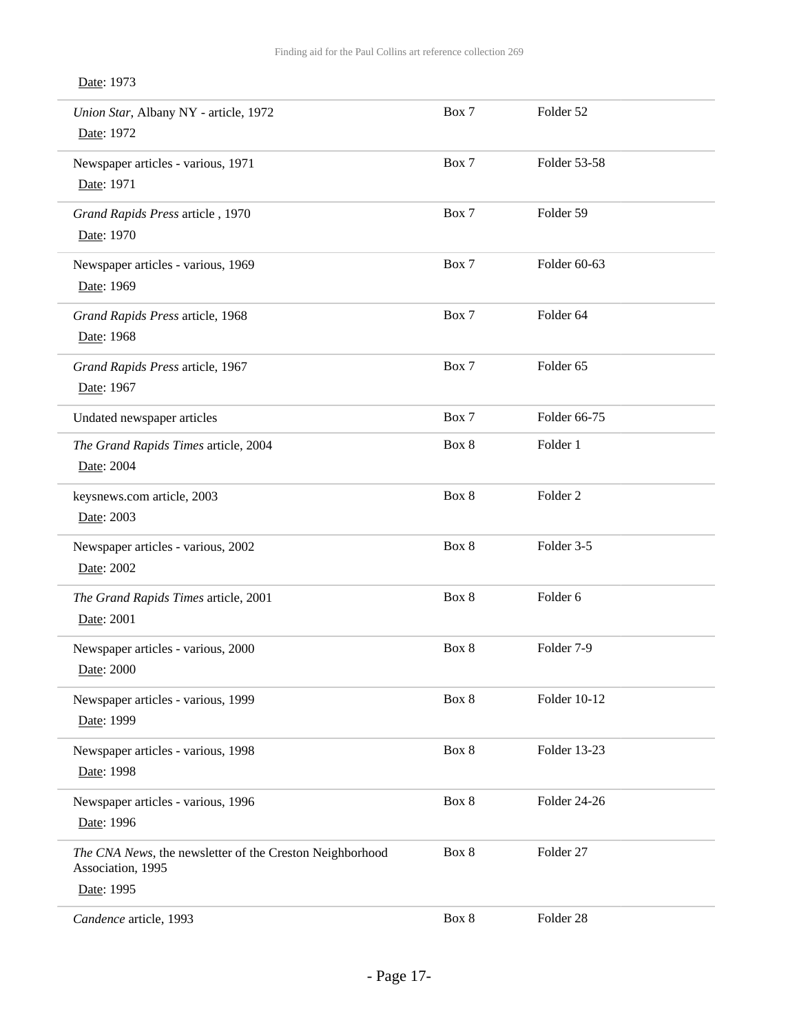Date: 1973

| | | |
|---|---|---|
| *Union Star*, Albany NY - article, 1972<br>Date: 1972 | Box 7 | Folder 52 |
| Newspaper articles - various, 1971<br>Date: 1971 | Box 7 | Folder 53-58 |
| *Grand Rapids Press* article , 1970<br>Date: 1970 | Box 7 | Folder 59 |
| Newspaper articles - various, 1969<br>Date: 1969 | Box 7 | Folder 60-63 |
| *Grand Rapids Press* article, 1968<br>Date: 1968 | Box 7 | Folder 64 |
| *Grand Rapids Press* article, 1967<br>Date: 1967 | Box 7 | Folder 65 |
| Undated newspaper articles | Box 7 | Folder 66-75 |
| *The Grand Rapids Times* article, 2004<br>Date: 2004 | Box 8 | Folder 1 |
| keysnews.com article, 2003<br>Date: 2003 | Box 8 | Folder 2 |
| Newspaper articles - various, 2002<br>Date: 2002 | Box 8 | Folder 3-5 |
| *The Grand Rapids Times* article, 2001<br>Date: 2001 | Box 8 | Folder 6 |
| Newspaper articles - various, 2000<br>Date: 2000 | Box 8 | Folder 7-9 |
| Newspaper articles - various, 1999<br>Date: 1999 | Box 8 | Folder 10-12 |
| Newspaper articles - various, 1998<br>Date: 1998 | Box 8 | Folder 13-23 |
| Newspaper articles - various, 1996<br>Date: 1996 | Box 8 | Folder 24-26 |
| *The CNA News*, the newsletter of the Creston Neighborhood Association, 1995<br>Date: 1995 | Box 8 | Folder 27 |
| *Candence* article, 1993 | Box 8 | Folder 28 |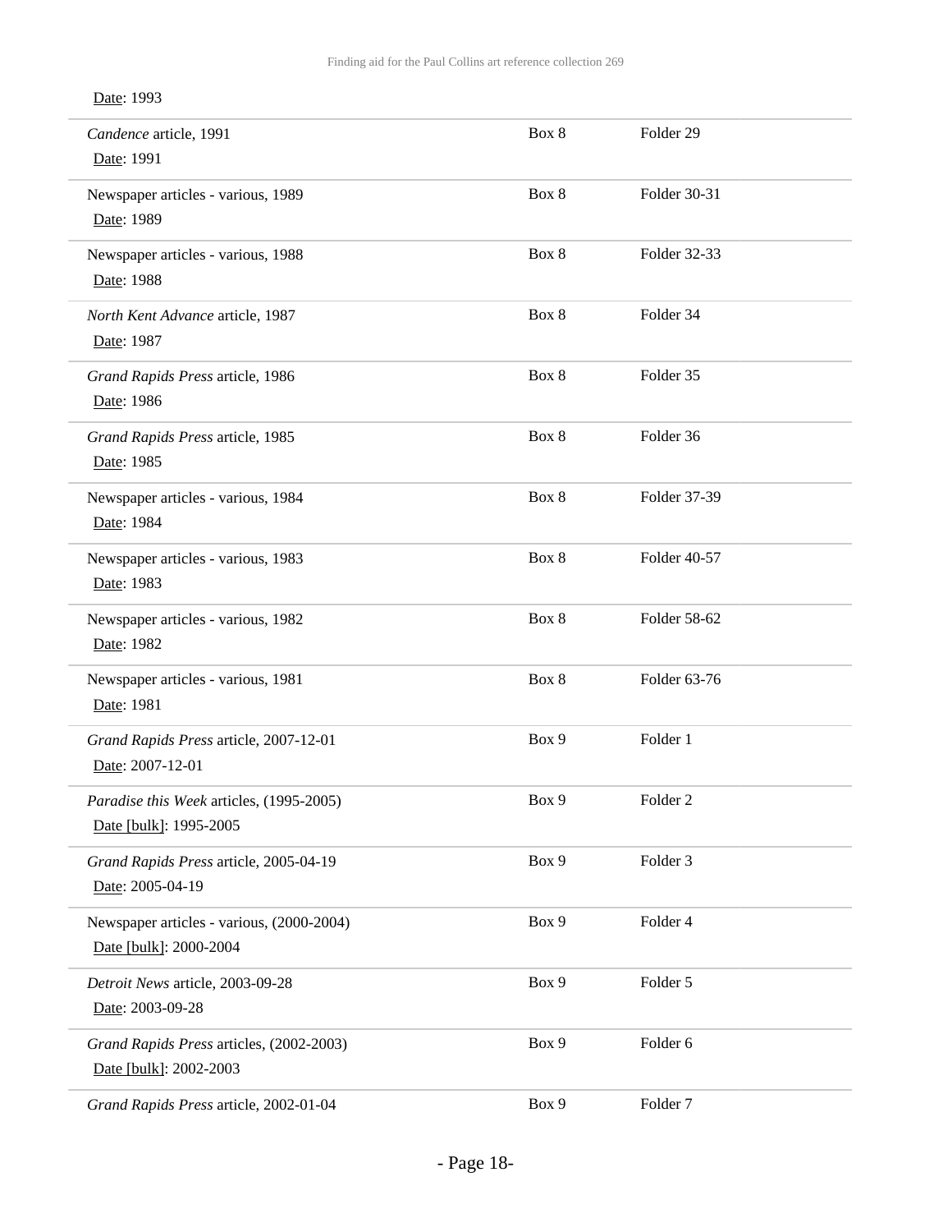Date: 1993

| | | |
|---|---|---|
| *Candence* article, 1991<br>Date: 1991 | Box 8 | Folder 29 |
| Newspaper articles - various, 1989<br>Date: 1989 | Box 8 | Folder 30-31 |
| Newspaper articles - various, 1988<br>Date: 1988 | Box 8 | Folder 32-33 |
| *North Kent Advance* article, 1987<br>Date: 1987 | Box 8 | Folder 34 |
| *Grand Rapids Press* article, 1986<br>Date: 1986 | Box 8 | Folder 35 |
| *Grand Rapids Press* article, 1985<br>Date: 1985 | Box 8 | Folder 36 |
| Newspaper articles - various, 1984<br>Date: 1984 | Box 8 | Folder 37-39 |
| Newspaper articles - various, 1983<br>Date: 1983 | Box 8 | Folder 40-57 |
| Newspaper articles - various, 1982<br>Date: 1982 | Box 8 | Folder 58-62 |
| Newspaper articles - various, 1981<br>Date: 1981 | Box 8 | Folder 63-76 |
| *Grand Rapids Press* article, 2007-12-01<br>Date: 2007-12-01 | Box 9 | Folder 1 |
| *Paradise this Week* articles, (1995-2005)<br>Date [bulk]: 1995-2005 | Box 9 | Folder 2 |
| *Grand Rapids Press* article, 2005-04-19<br>Date: 2005-04-19 | Box 9 | Folder 3 |
| Newspaper articles - various, (2000-2004)<br>Date [bulk]: 2000-2004 | Box 9 | Folder 4 |
| *Detroit News* article, 2003-09-28<br>Date: 2003-09-28 | Box 9 | Folder 5 |
| *Grand Rapids Press* articles, (2002-2003)<br>Date [bulk]: 2002-2003 | Box 9 | Folder 6 |
| *Grand Rapids Press* article, 2002-01-04 | Box 9 | Folder 7 |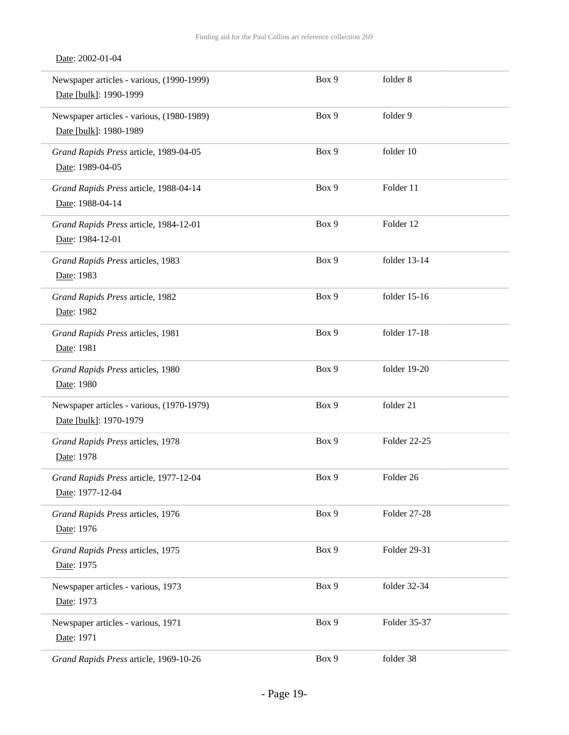Date: 2002-01-04

| | | |
|---|---|---|
| Newspaper articles - various, (1990-1999)<br>Date [bulk]: 1990-1999 | Box 9 | folder 8 |
| Newspaper articles - various, (1980-1989)<br>Date [bulk]: 1980-1989 | Box 9 | folder 9 |
| *Grand Rapids Press* article, 1989-04-05<br>Date: 1989-04-05 | Box 9 | folder 10 |
| *Grand Rapids Press* article, 1988-04-14<br>Date: 1988-04-14 | Box 9 | Folder 11 |
| *Grand Rapids Press* article, 1984-12-01<br>Date: 1984-12-01 | Box 9 | Folder 12 |
| *Grand Rapids Press* articles, 1983<br>Date: 1983 | Box 9 | folder 13-14 |
| *Grand Rapids Press* article, 1982<br>Date: 1982 | Box 9 | folder 15-16 |
| *Grand Rapids Press* articles, 1981<br>Date: 1981 | Box 9 | folder 17-18 |
| *Grand Rapids Press* articles, 1980<br>Date: 1980 | Box 9 | folder 19-20 |
| Newspaper articles - various, (1970-1979)<br>Date [bulk]: 1970-1979 | Box 9 | folder 21 |
| *Grand Rapids Press* articles, 1978<br>Date: 1978 | Box 9 | Folder 22-25 |
| *Grand Rapids Press* article, 1977-12-04<br>Date: 1977-12-04 | Box 9 | Folder 26 |
| *Grand Rapids Press* articles, 1976<br>Date: 1976 | Box 9 | Folder 27-28 |
| *Grand Rapids Press* articles, 1975<br>Date: 1975 | Box 9 | Folder 29-31 |
| Newspaper articles - various, 1973<br>Date: 1973 | Box 9 | folder 32-34 |
| Newspaper articles - various, 1971<br>Date: 1971 | Box 9 | Folder 35-37 |
| *Grand Rapids Press* article, 1969-10-26 | Box 9 | folder 38 |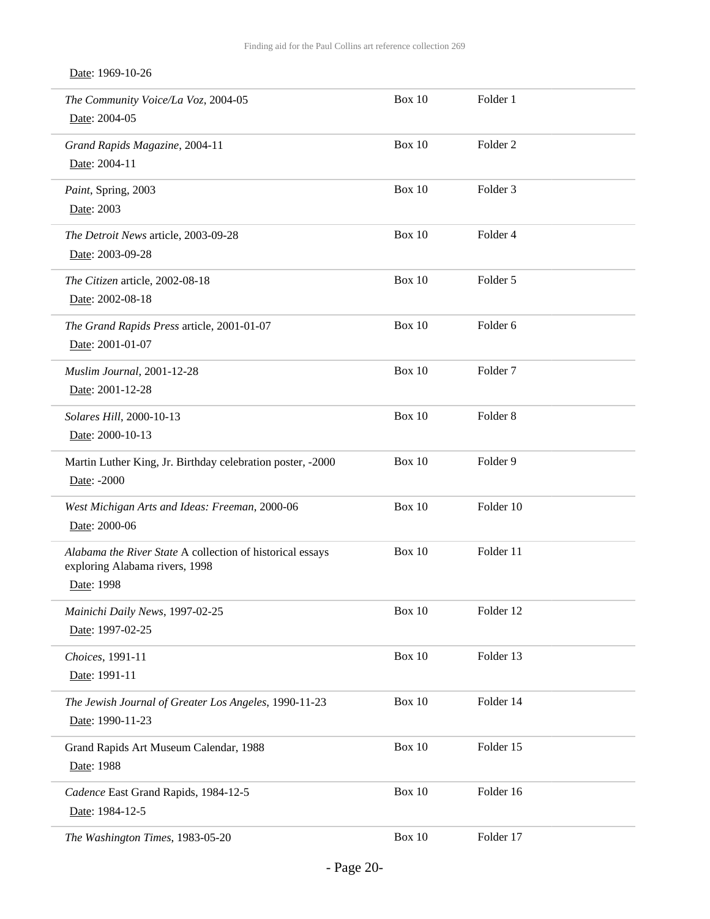Date: 1969-10-26

| | | |
|---|---|---|
| *The Community Voice/La Voz*, 2004-05<br>Date: 2004-05 | Box 10 | Folder 1 |
| *Grand Rapids Magazine*, 2004-11<br>Date: 2004-11 | Box 10 | Folder 2 |
| *Paint*, Spring, 2003<br>Date: 2003 | Box 10 | Folder 3 |
| *The Detroit News* article, 2003-09-28<br>Date: 2003-09-28 | Box 10 | Folder 4 |
| *The Citizen* article, 2002-08-18<br>Date: 2002-08-18 | Box 10 | Folder 5 |
| *The Grand Rapids Press* article, 2001-01-07<br>Date: 2001-01-07 | Box 10 | Folder 6 |
| *Muslim Journal*, 2001-12-28<br>Date: 2001-12-28 | Box 10 | Folder 7 |
| *Solares Hill*, 2000-10-13<br>Date: 2000-10-13 | Box 10 | Folder 8 |
| Martin Luther King, Jr. Birthday celebration poster, -2000<br>Date: -2000 | Box 10 | Folder 9 |
| *West Michigan Arts and Ideas: Freeman*, 2000-06<br>Date: 2000-06 | Box 10 | Folder 10 |
| *Alabama the River State* A collection of historical essays exploring Alabama rivers, 1998<br>Date: 1998 | Box 10 | Folder 11 |
| *Mainichi Daily News*, 1997-02-25<br>Date: 1997-02-25 | Box 10 | Folder 12 |
| *Choices*, 1991-11<br>Date: 1991-11 | Box 10 | Folder 13 |
| *The Jewish Journal of Greater Los Angeles*, 1990-11-23<br>Date: 1990-11-23 | Box 10 | Folder 14 |
| Grand Rapids Art Museum Calendar, 1988<br>Date: 1988 | Box 10 | Folder 15 |
| *Cadence* East Grand Rapids, 1984-12-5<br>Date: 1984-12-5 | Box 10 | Folder 16 |
| *The Washington Times*, 1983-05-20 | Box 10 | Folder 17 |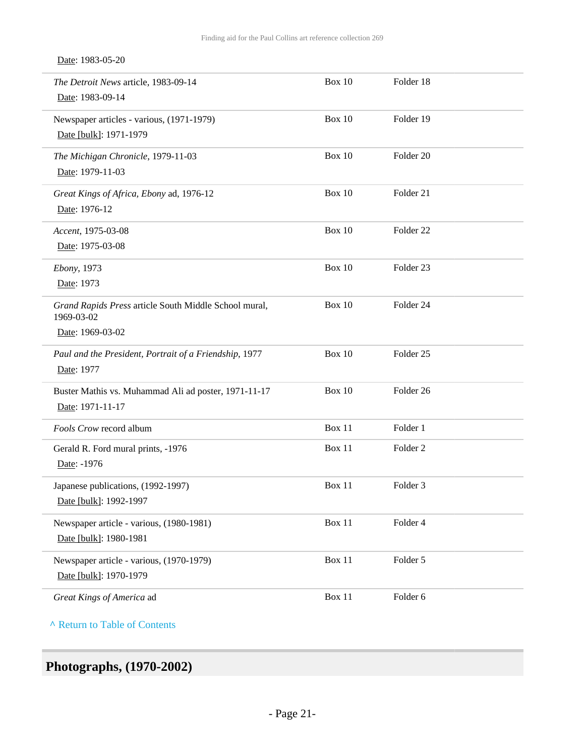Date: 1983-05-20

| | | |
|---|---|---|
| *The Detroit News* article, 1983-09-14<br>Date: 1983-09-14 | Box 10 | Folder 18 |
| Newspaper articles - various, (1971-1979)<br>Date [bulk]: 1971-1979 | Box 10 | Folder 19 |
| *The Michigan Chronicle*, 1979-11-03<br>Date: 1979-11-03 | Box 10 | Folder 20 |
| *Great Kings of Africa, Ebony* ad, 1976-12<br>Date: 1976-12 | Box 10 | Folder 21 |
| *Accent*, 1975-03-08<br>Date: 1975-03-08 | Box 10 | Folder 22 |
| *Ebony*, 1973<br>Date: 1973 | Box 10 | Folder 23 |
| *Grand Rapids Press* article South Middle School mural, 1969-03-02<br>Date: 1969-03-02 | Box 10 | Folder 24 |
| *Paul and the President, Portrait of a Friendship*, 1977<br>Date: 1977 | Box 10 | Folder 25 |
| Buster Mathis vs. Muhammad Ali ad poster, 1971-11-17<br>Date: 1971-11-17 | Box 10 | Folder 26 |
| *Fools Crow* record album | Box 11 | Folder 1 |
| Gerald R. Ford mural prints, -1976<br>Date: -1976 | Box 11 | Folder 2 |
| Japanese publications, (1992-1997)<br>Date [bulk]: 1992-1997 | Box 11 | Folder 3 |
| Newspaper article - various, (1980-1981)<br>Date [bulk]: 1980-1981 | Box 11 | Folder 4 |
| Newspaper article - various, (1970-1979)<br>Date [bulk]: 1970-1979 | Box 11 | Folder 5 |
| *Great Kings of America* ad | Box 11 | Folder 6 |

^ Return to Table of Contents

## Photographs, (1970-2002)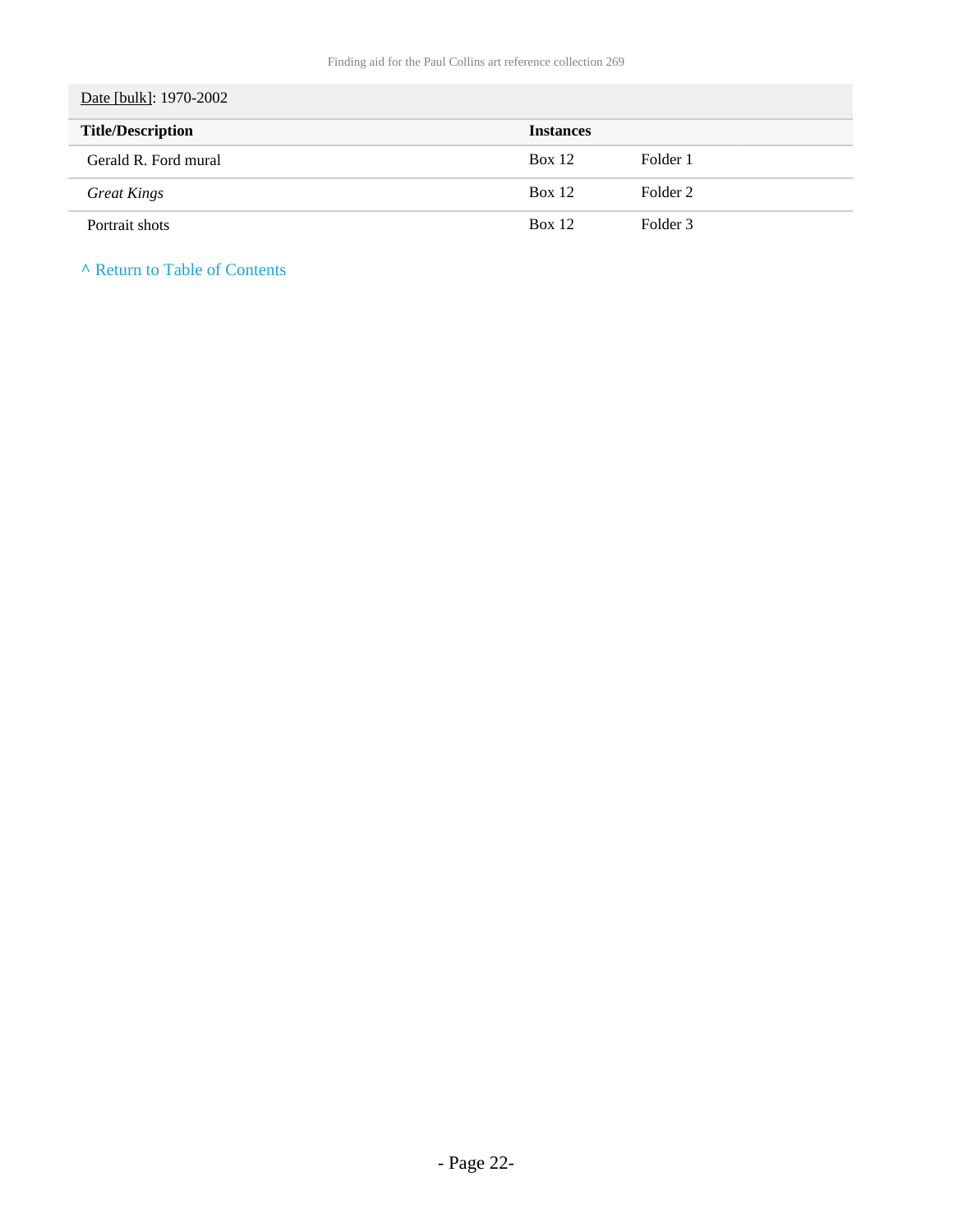Date [bulk]: 1970-2002

| Title/Description | Instances | |
|---|---|---|
| Gerald R. Ford mural | Box 12 | Folder 1 |
| *Great Kings* | Box 12 | Folder 2 |
| Portrait shots | Box 12 | Folder 3 |

^ Return to Table of Contents